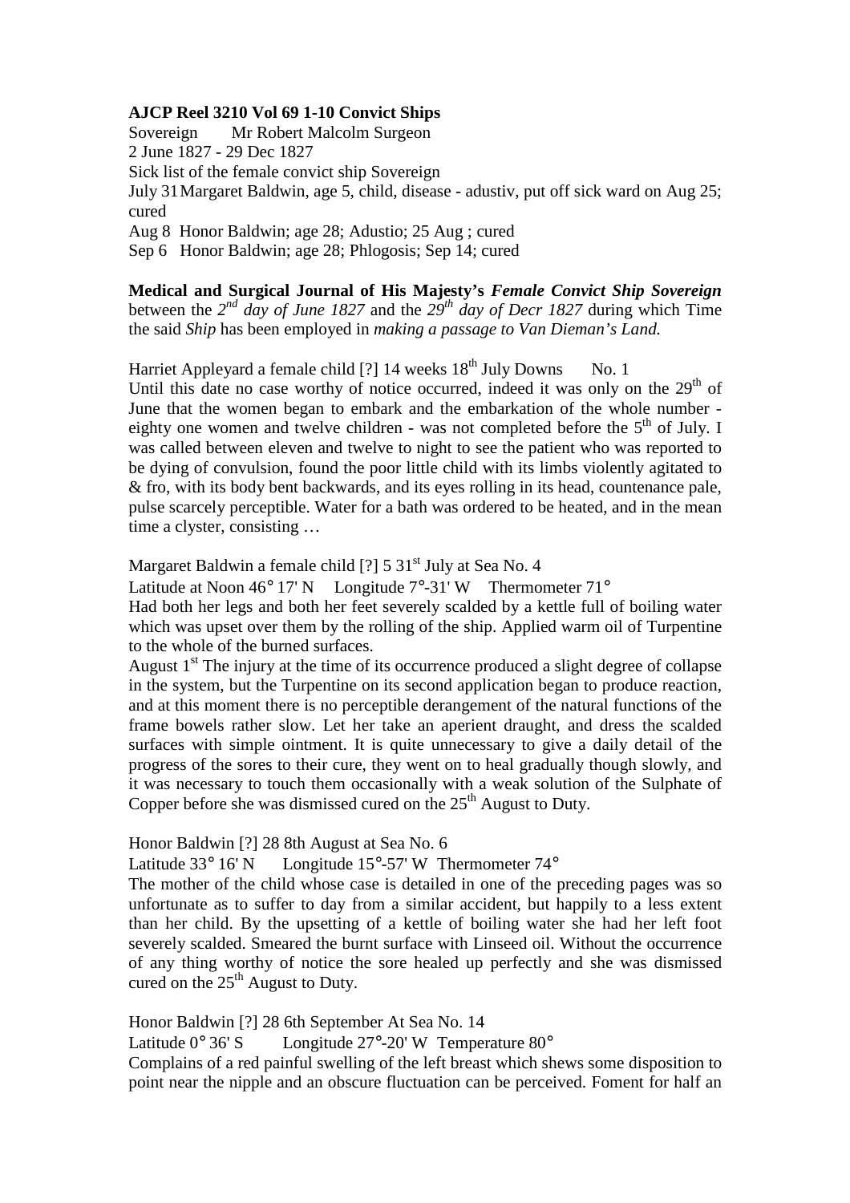**AJCP Reel 3210 Vol 69 1-10 Convict Ships**

Sovereign  Mr Robert Malcolm Surgeon

2 June 1827 - 29 Dec 1827

Sick list of the female convict ship Sovereign

July 31 Margaret Baldwin, age 5, child, disease - adustiv, put off sick ward on Aug 25; cured

Aug 8 Honor Baldwin; age 28; Adustio; 25 Aug ; cured

Sep 6 Honor Baldwin; age 28; Phlogosis; Sep 14; cured

**Medical and Surgical Journal of His Majesty's *Female Convict Ship Sovereign*** between the *2nd day of June 1827* and the *29th day of Decr 1827* during which Time the said *Ship* has been employed in *making a passage to Van Dieman's Land.*

Harriet Appleyard a female child [?] 14 weeks 18th July Downs  No. 1

Until this date no case worthy of notice occurred, indeed it was only on the 29th of June that the women began to embark and the embarkation of the whole number - eighty one women and twelve children - was not completed before the 5th of July. I was called between eleven and twelve to night to see the patient who was reported to be dying of convulsion, found the poor little child with its limbs violently agitated to & fro, with its body bent backwards, and its eyes rolling in its head, countenance pale, pulse scarcely perceptible. Water for a bath was ordered to be heated, and in the mean time a clyster, consisting …

Margaret Baldwin a female child [?] 5 31st July at Sea No. 4

Latitude at Noon 46° 17' N  Longitude 7°-31' W  Thermometer 71°

Had both her legs and both her feet severely scalded by a kettle full of boiling water which was upset over them by the rolling of the ship. Applied warm oil of Turpentine to the whole of the burned surfaces.

August 1st The injury at the time of its occurrence produced a slight degree of collapse in the system, but the Turpentine on its second application began to produce reaction, and at this moment there is no perceptible derangement of the natural functions of the frame bowels rather slow. Let her take an aperient draught, and dress the scalded surfaces with simple ointment. It is quite unnecessary to give a daily detail of the progress of the sores to their cure, they went on to heal gradually though slowly, and it was necessary to touch them occasionally with a weak solution of the Sulphate of Copper before she was dismissed cured on the 25th August to Duty.

Honor Baldwin [?] 28 8th August at Sea No. 6

Latitude 33° 16' N  Longitude 15°-57' W  Thermometer 74°

The mother of the child whose case is detailed in one of the preceding pages was so unfortunate as to suffer to day from a similar accident, but happily to a less extent than her child. By the upsetting of a kettle of boiling water she had her left foot severely scalded. Smeared the burnt surface with Linseed oil. Without the occurrence of any thing worthy of notice the sore healed up perfectly and she was dismissed cured on the 25th August to Duty.

Honor Baldwin [?] 28 6th September At Sea No. 14

Latitude 0° 36' S  Longitude 27°-20' W  Temperature 80°

Complains of a red painful swelling of the left breast which shews some disposition to point near the nipple and an obscure fluctuation can be perceived. Foment for half an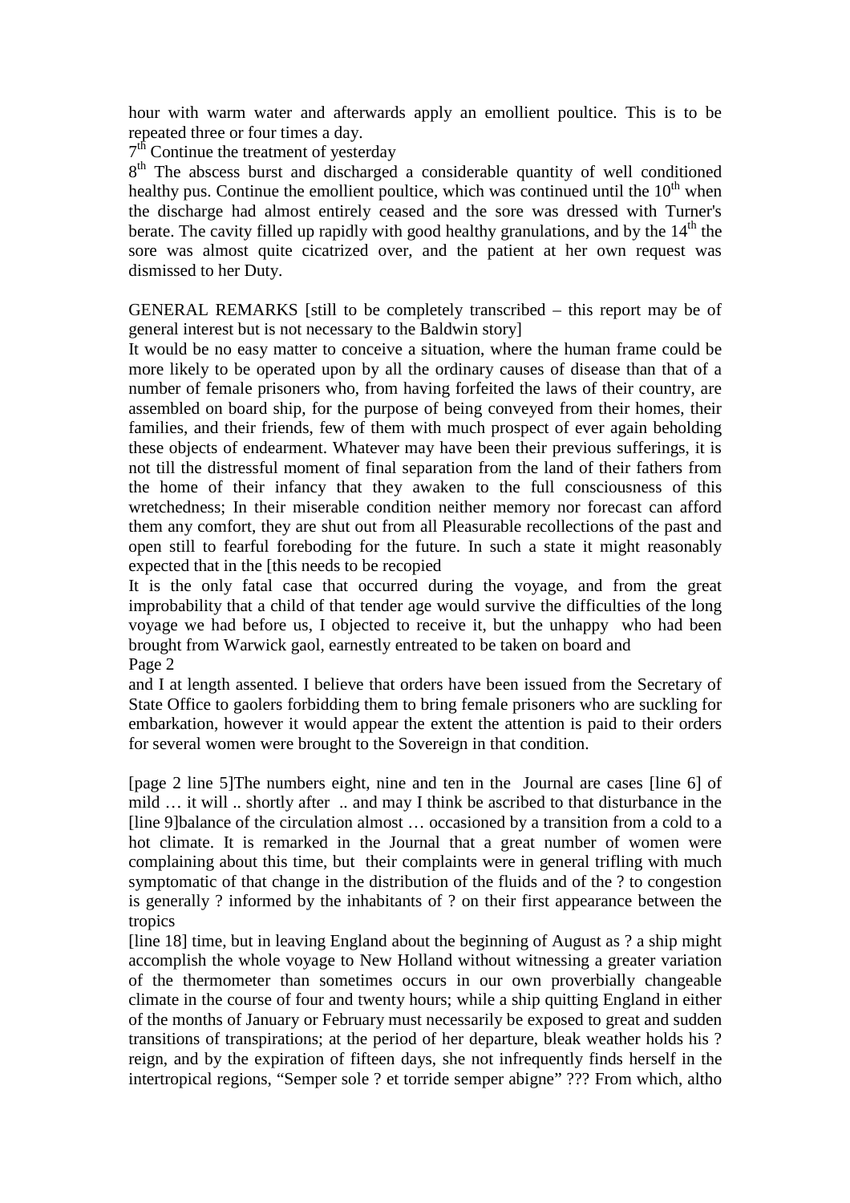hour with warm water and afterwards apply an emollient poultice. This is to be repeated three or four times a day.

7th Continue the treatment of yesterday

8th The abscess burst and discharged a considerable quantity of well conditioned healthy pus. Continue the emollient poultice, which was continued until the 10th when the discharge had almost entirely ceased and the sore was dressed with Turner's berate. The cavity filled up rapidly with good healthy granulations, and by the 14th the sore was almost quite cicatrized over, and the patient at her own request was dismissed to her Duty.

GENERAL REMARKS [still to be completely transcribed – this report may be of general interest but is not necessary to the Baldwin story]

It would be no easy matter to conceive a situation, where the human frame could be more likely to be operated upon by all the ordinary causes of disease than that of a number of female prisoners who, from having forfeited the laws of their country, are assembled on board ship, for the purpose of being conveyed from their homes, their families, and their friends, few of them with much prospect of ever again beholding these objects of endearment. Whatever may have been their previous sufferings, it is not till the distressful moment of final separation from the land of their fathers from the home of their infancy that they awaken to the full consciousness of this wretchedness; In their miserable condition neither memory nor forecast can afford them any comfort, they are shut out from all Pleasurable recollections of the past and open still to fearful foreboding for the future. In such a state it might reasonably expected that in the [this needs to be recopied

It is the only fatal case that occurred during the voyage, and from the great improbability that a child of that tender age would survive the difficulties of the long voyage we had before us, I objected to receive it, but the unhappy who had been brought from Warwick gaol, earnestly entreated to be taken on board and

Page 2

and I at length assented. I believe that orders have been issued from the Secretary of State Office to gaolers forbidding them to bring female prisoners who are suckling for embarkation, however it would appear the extent the attention is paid to their orders for several women were brought to the Sovereign in that condition.

[page 2 line 5]The numbers eight, nine and ten in the Journal are cases [line 6] of mild … it will .. shortly after .. and may I think be ascribed to that disturbance in the [line 9]balance of the circulation almost … occasioned by a transition from a cold to a hot climate. It is remarked in the Journal that a great number of women were complaining about this time, but their complaints were in general trifling with much symptomatic of that change in the distribution of the fluids and of the ? to congestion is generally ? informed by the inhabitants of ? on their first appearance between the tropics

[line 18] time, but in leaving England about the beginning of August as ? a ship might accomplish the whole voyage to New Holland without witnessing a greater variation of the thermometer than sometimes occurs in our own proverbially changeable climate in the course of four and twenty hours; while a ship quitting England in either of the months of January or February must necessarily be exposed to great and sudden transitions of transpirations; at the period of her departure, bleak weather holds his ? reign, and by the expiration of fifteen days, she not infrequently finds herself in the intertropical regions, "Semper sole ? et torride semper abigne" ??? From which, altho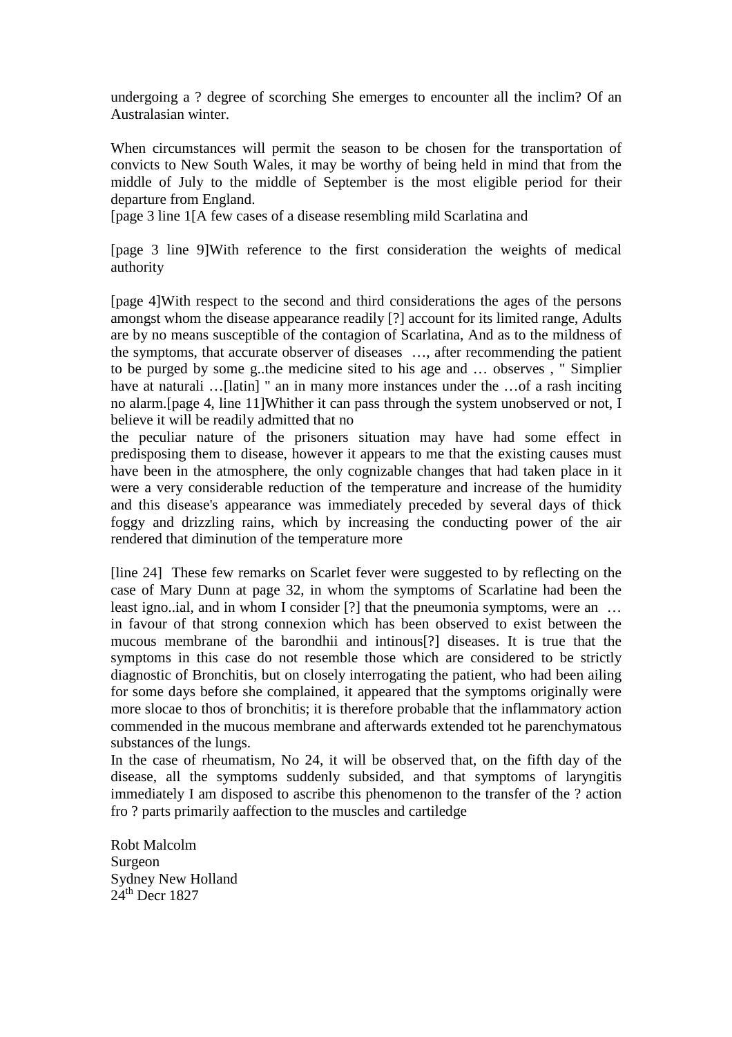undergoing a ? degree of scorching She emerges to encounter all the inclim? Of an Australasian winter.

When circumstances will permit the season to be chosen for the transportation of convicts to New South Wales, it may be worthy of being held in mind that from the middle of July to the middle of September is the most eligible period for their departure from England.

[page 3 line 1[A few cases of a disease resembling mild Scarlatina and

[page 3 line 9]With reference to the first consideration the weights of medical authority

[page 4]With respect to the second and third considerations the ages of the persons amongst whom the disease appearance readily [?] account for its limited range, Adults are by no means susceptible of the contagion of Scarlatina, And as to the mildness of the symptoms, that accurate observer of diseases …, after recommending the patient to be purged by some g..the medicine sited to his age and … observes , " Simplier have at naturali …[latin] " an in many more instances under the …of a rash inciting no alarm.[page 4, line 11]Whither it can pass through the system unobserved or not, I believe it will be readily admitted that no

the peculiar nature of the prisoners situation may have had some effect in predisposing them to disease, however it appears to me that the existing causes must have been in the atmosphere, the only cognizable changes that had taken place in it were a very considerable reduction of the temperature and increase of the humidity and this disease's appearance was immediately preceded by several days of thick foggy and drizzling rains, which by increasing the conducting power of the air rendered that diminution of the temperature more

[line 24] These few remarks on Scarlet fever were suggested to by reflecting on the case of Mary Dunn at page 32, in whom the symptoms of Scarlatine had been the least igno..ial, and in whom I consider [?] that the pneumonia symptoms, were an … in favour of that strong connexion which has been observed to exist between the mucous membrane of the barondhii and intinous[?] diseases. It is true that the symptoms in this case do not resemble those which are considered to be strictly diagnostic of Bronchitis, but on closely interrogating the patient, who had been ailing for some days before she complained, it appeared that the symptoms originally were more slocae to thos of bronchitis; it is therefore probable that the inflammatory action commended in the mucous membrane and afterwards extended tot he parenchymatous substances of the lungs.

In the case of rheumatism, No 24, it will be observed that, on the fifth day of the disease, all the symptoms suddenly subsided, and that symptoms of laryngitis immediately I am disposed to ascribe this phenomenon to the transfer of the ? action fro ? parts primarily aaffection to the muscles and cartiledge

Robt Malcolm
Surgeon
Sydney New Holland
24th Decr 1827